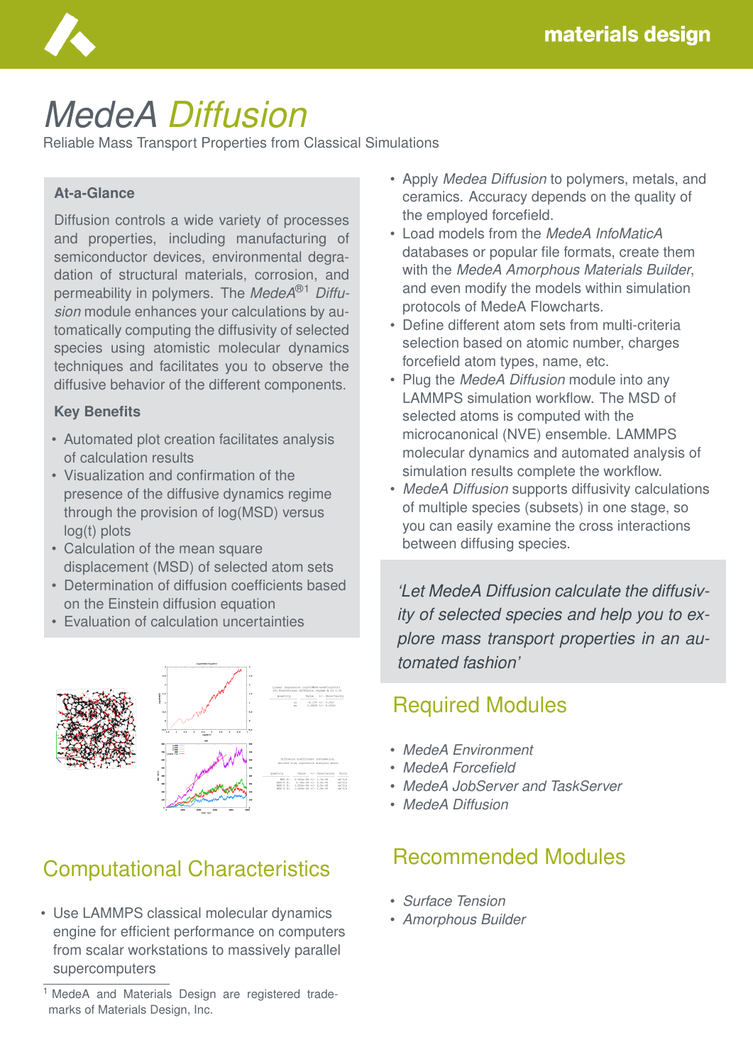# MedeA Diffusion

Reliable Mass Transport Properties from Classical Simulations

### At-a-Glance

Diffusion controls a wide variety of processes and properties, including manufacturing of semiconductor devices, environmental degradation of structural materials, corrosion, and permeability in polymers. The *MedeA*®[1] *Diffusion* module enhances your calculations by automatically computing the diffusivity of selected species using atomistic molecular dynamics techniques and facilitates you to observe the diffusive behavior of the different components.

### Key Benefits

- Automated plot creation facilitates analysis of calculation results
- Visualization and confirmation of the presence of the diffusive dynamics regime through the provision of log(MSD) versus log(t) plots
- Calculation of the mean square displacement (MSD) of selected atom sets
- Determination of diffusion coefficients based on the Einstein diffusion equation
- Evaluation of calculation uncertainties

## Computational Characteristics

- Use LAMMPS classical molecular dynamics engine for efficient performance on computers from scalar workstations to massively parallel supercomputers
- Apply *Medea Diffusion* to polymers, metals, and ceramics. Accuracy depends on the quality of the employed forcefield.
- Load models from the *MedeA InfoMaticA* databases or popular file formats, create them with the *MedeA Amorphous Materials Builder*, and even modify the models within simulation protocols of MedeA Flowcharts.
- Define different atom sets from multi-criteria selection based on atomic number, charges forcefield atom types, name, etc.
- Plug the *MedeA Diffusion* module into any LAMMPS simulation workflow. The MSD of selected atoms is computed with the microcanonical (NVE) ensemble. LAMMPS molecular dynamics and automated analysis of simulation results complete the workflow.
- *MedeA Diffusion* supports diffusivity calculations of multiple species (subsets) in one stage, so you can easily examine the cross interactions between diffusing species.

*'Let MedeA Diffusion calculate the diffusivity of selected species and help you to explore mass transport properties in an automated fashion'*

## Required Modules

- *MedeA Environment*
- *MedeA Forcefield*
- *MedeA JobServer and TaskServer*
- *MedeA Diffusion*

## Recommended Modules

- *Surface Tension*
- *Amorphous Builder*

[1] MedeA and Materials Design are registered trademarks of Materials Design, Inc.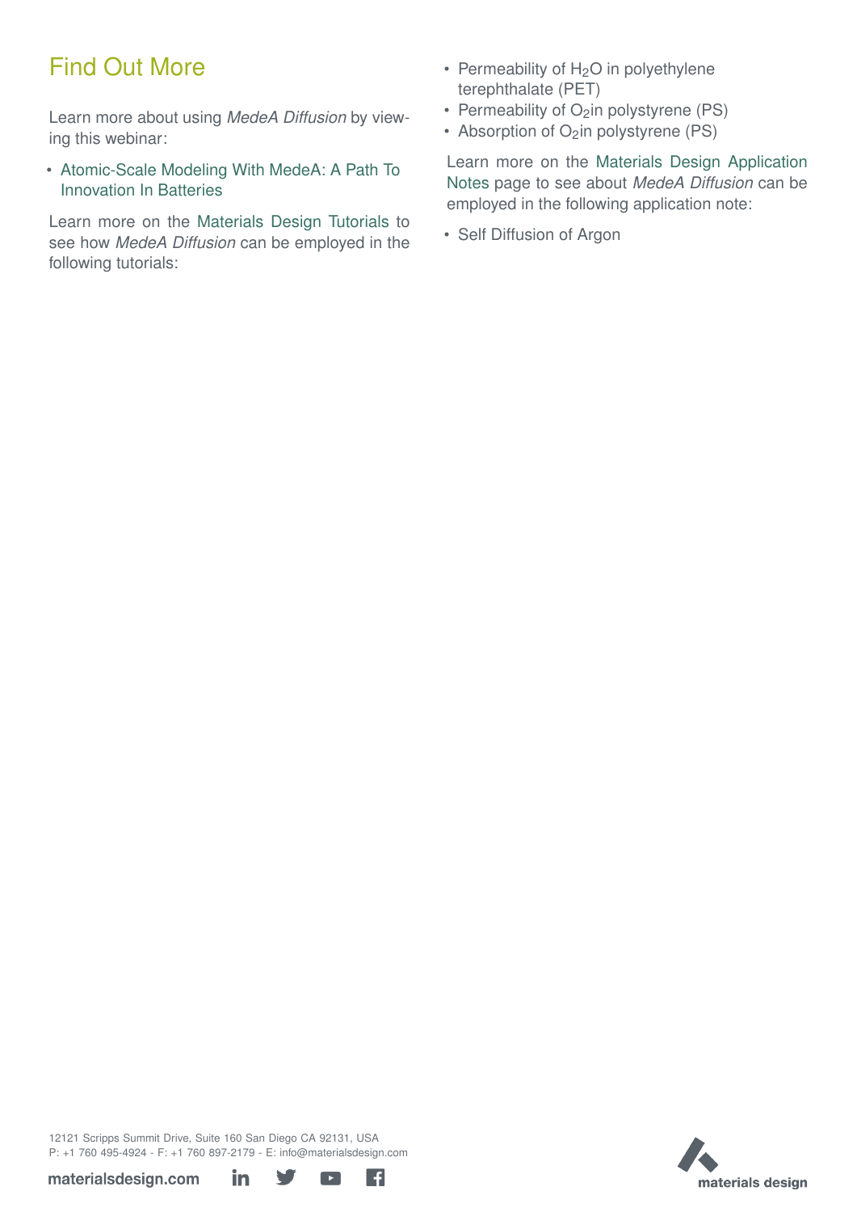## Find Out More

Learn more about using *MedeA Diffusion* by viewing this webinar:

- Atomic-Scale Modeling With MedeA: A Path To Innovation In Batteries

Learn more on the Materials Design Tutorials to see how *MedeA Diffusion* can be employed in the following tutorials:

- Permeability of $H_2O$ in polyethylene terephthalate (PET)
- Permeability of $O_2$in polystyrene (PS)
- Absorption of $O_2$in polystyrene (PS)

Learn more on the Materials Design Application Notes page to see about *MedeA Diffusion* can be employed in the following application note:

- Self Diffusion of Argon

12121 Scripps Summit Drive, Suite 160 San Diego CA 92131, USA
P: +1 760 495-4924 - F: +1 760 897-2179 - E: info@materialsdesign.com

materialsdesign.com

materials design